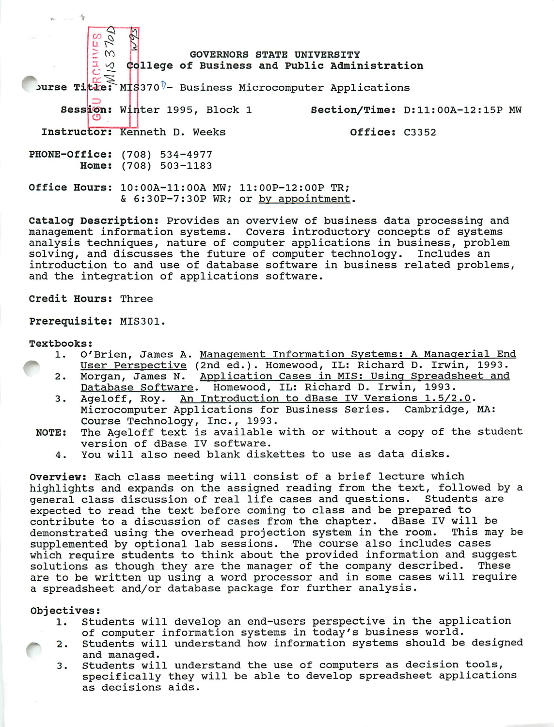# GOVERNORS STATE UNIVERSITY
## College of Business and Public Administration

**Course Title:** MIS370D - Business Microcomputer Applications

**Session:** Winter 1995, Block 1 **Section/Time:** D:11:00A-12:15P MW

**Instructor:** Kenneth D. Weeks **Office:** C3352

**PHONE-Office:** (708) 534-4977
**Home:** (708) 503-1183

**Office Hours:** 10:00A-11:00A MW; 11:00P-12:00P TR; & 6:30P-7:30P WR; or by appointment.

**Catalog Description:** Provides an overview of business data processing and management information systems. Covers introductory concepts of systems analysis techniques, nature of computer applications in business, problem solving, and discusses the future of computer technology. Includes an introduction to and use of database software in business related problems, and the integration of applications software.

**Credit Hours:** Three

**Prerequisite:** MIS301.

**Textbooks:**

1. O'Brien, James A. Management Information Systems: A Managerial End User Perspective (2nd ed.). Homewood, IL: Richard D. Irwin, 1993.
2. Morgan, James N. Application Cases in MIS: Using Spreadsheet and Database Software. Homewood, IL: Richard D. Irwin, 1993.
3. Ageloff, Roy. An Introduction to dBase IV Versions 1.5/2.0. Microcomputer Applications for Business Series. Cambridge, MA: Course Technology, Inc., 1993.

**NOTE:** The Ageloff text is available with or without a copy of the student version of dBase IV software.

4. You will also need blank diskettes to use as data disks.

**Overview:** Each class meeting will consist of a brief lecture which highlights and expands on the assigned reading from the text, followed by a general class discussion of real life cases and questions. Students are expected to read the text before coming to class and be prepared to contribute to a discussion of cases from the chapter. dBase IV will be demonstrated using the overhead projection system in the room. This may be supplemented by optional lab sessions. The course also includes cases which require students to think about the provided information and suggest solutions as though they are the manager of the company described. These are to be written up using a word processor and in some cases will require a spreadsheet and/or database package for further analysis.

**Objectives:**

1. Students will develop an end-users perspective in the application of computer information systems in today's business world.
2. Students will understand how information systems should be designed and managed.
3. Students will understand the use of computers as decision tools, specifically they will be able to develop spreadsheet applications as decisions aids.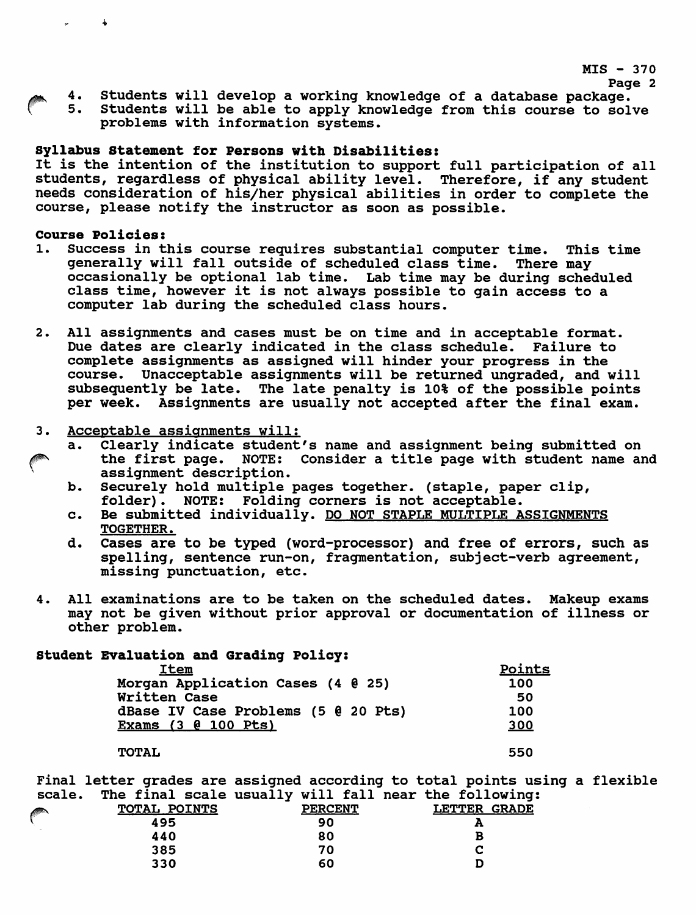4. Students will develop a working knowledge of a database package.
5. Students will be able to apply knowledge from this course to solve problems with information systems.

**Syllabus Statement for Persons with Disabilities:**
It is the intention of the institution to support full participation of all students, regardless of physical ability level. Therefore, if any student needs consideration of his/her physical abilities in order to complete the course, please notify the instructor as soon as possible.

**Course Policies:**

1. Success in this course requires substantial computer time. This time generally will fall outside of scheduled class time. There may occasionally be optional lab time. Lab time may be during scheduled class time, however it is not always possible to gain access to a computer lab during the scheduled class hours.

2. All assignments and cases must be on time and in acceptable format. Due dates are clearly indicated in the class schedule. Failure to complete assignments as assigned will hinder your progress in the course. Unacceptable assignments will be returned ungraded, and will subsequently be late. The late penalty is 10% of the possible points per week. Assignments are usually not accepted after the final exam.

3. Acceptable assignments will:
   a. Clearly indicate student's name and assignment being submitted on the first page. NOTE: Consider a title page with student name and assignment description.
   b. Securely hold multiple pages together. (staple, paper clip, folder). NOTE: Folding corners is not acceptable.
   c. Be submitted individually. DO NOT STAPLE MULTIPLE ASSIGNMENTS TOGETHER.
   d. Cases are to be typed (word-processor) and free of errors, such as spelling, sentence run-on, fragmentation, subject-verb agreement, missing punctuation, etc.

4. All examinations are to be taken on the scheduled dates. Makeup exams may not be given without prior approval or documentation of illness or other problem.

**Student Evaluation and Grading Policy:**

| Item | Points |
|---|---|
| Morgan Application Cases (4 @ 25) | 100 |
| Written Case | 50 |
| dBase IV Case Problems (5 @ 20 Pts) | 100 |
| Exams (3 @ 100 Pts) | 300 |
| TOTAL | 550 |

Final letter grades are assigned according to total points using a flexible scale. The final scale usually will fall near the following:

| TOTAL POINTS | PERCENT | LETTER GRADE |
|---|---|---|
| 495 | 90 | A |
| 440 | 80 | B |
| 385 | 70 | C |
| 330 | 60 | D |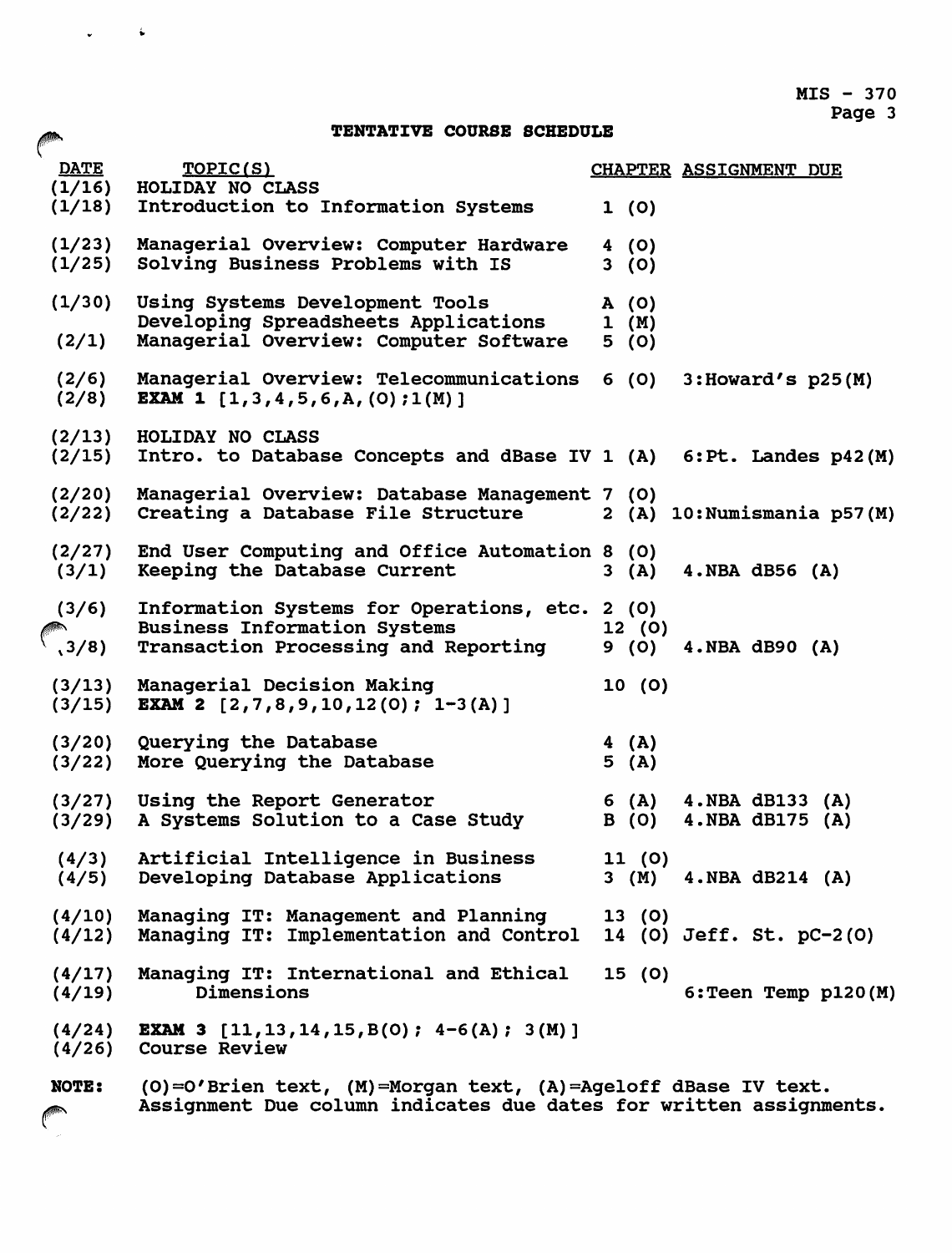## TENTATIVE COURSE SCHEDULE

| DATE | TOPIC(S) | CHAPTER | ASSIGNMENT DUE |
|---|---|---|---|
| (1/16) | HOLIDAY NO CLASS | | |
| (1/18) | Introduction to Information Systems | 1 (O) | |
| (1/23) | Managerial Overview: Computer Hardware | 4 (O) | |
| (1/25) | Solving Business Problems with IS | 3 (O) | |
| (1/30) | Using Systems Development Tools | A (O) | |
| | Developing Spreadsheets Applications | 1 (M) | |
| (2/1) | Managerial Overview: Computer Software | 5 (O) | |
| (2/6) | Managerial Overview: Telecommunications | 6 (O) | 3:Howard's p25(M) |
| (2/8) | **EXAM 1** [1,3,4,5,6,A,(O);1(M)] | | |
| (2/13) | HOLIDAY NO CLASS | | |
| (2/15) | Intro. to Database Concepts and dBase IV | 1 (A) | 6:Pt. Landes p42(M) |
| (2/20) | Managerial Overview: Database Management | 7 (O) | |
| (2/22) | Creating a Database File Structure | 2 (A) | 10:Numismania p57(M) |
| (2/27) | End User Computing and Office Automation | 8 (O) | |
| (3/1) | Keeping the Database Current | 3 (A) | 4.NBA dB56 (A) |
| (3/6) | Information Systems for Operations, etc. | 2 (O) | |
| | Business Information Systems | 12 (O) | |
| (3/8) | Transaction Processing and Reporting | 9 (O) | 4.NBA dB90 (A) |
| (3/13) | Managerial Decision Making | 10 (O) | |
| (3/15) | **EXAM 2** [2,7,8,9,10,12(O); 1-3(A)] | | |
| (3/20) | Querying the Database | 4 (A) | |
| (3/22) | More Querying the Database | 5 (A) | |
| (3/27) | Using the Report Generator | 6 (A) | 4.NBA dB133 (A) |
| (3/29) | A Systems Solution to a Case Study | B (O) | 4.NBA dB175 (A) |
| (4/3) | Artificial Intelligence in Business | 11 (O) | |
| (4/5) | Developing Database Applications | 3 (M) | 4.NBA dB214 (A) |
| (4/10) | Managing IT: Management and Planning | 13 (O) | |
| (4/12) | Managing IT: Implementation and Control | 14 (O) | Jeff. St. pC-2(O) |
| (4/17) | Managing IT: International and Ethical | 15 (O) | |
| (4/19) | Dimensions | | 6:Teen Temp p120(M) |
| (4/24) | **EXAM 3** [11,13,14,15,B(O); 4-6(A); 3(M)] | | |
| (4/26) | Course Review | | |

**NOTE:** (O)=O'Brien text, (M)=Morgan text, (A)=Ageloff dBase IV text. Assignment Due column indicates due dates for written assignments.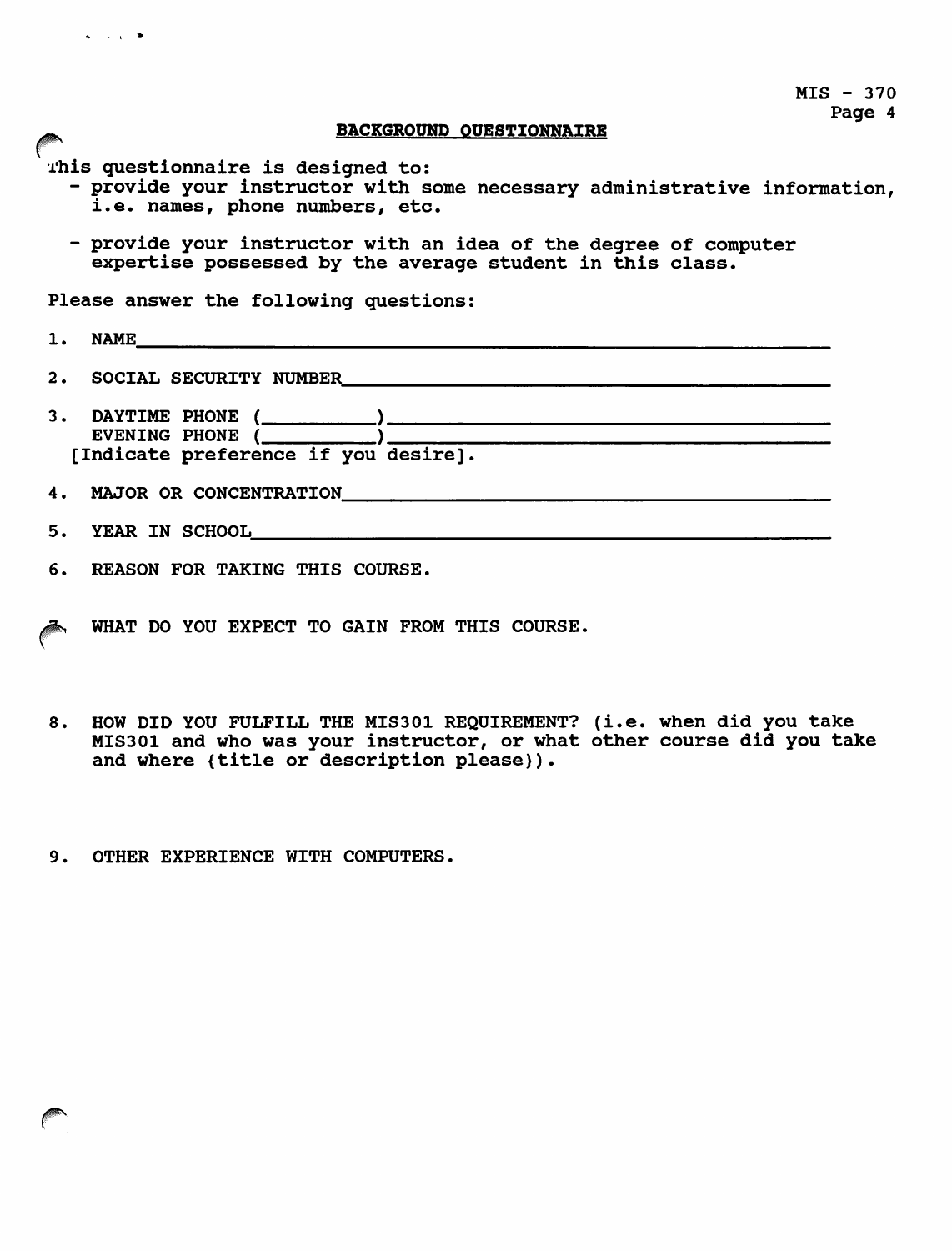## BACKGROUND QUESTIONNAIRE

This questionnaire is designed to:

- provide your instructor with some necessary administrative information, i.e. names, phone numbers, etc.
- provide your instructor with an idea of the degree of computer expertise possessed by the average student in this class.

Please answer the following questions:

1. NAME____________________________________________________________

2. SOCIAL SECURITY NUMBER__________________________________________

3. DAYTIME PHONE (__________)________________________________________
   EVENING PHONE (__________)________________________________________
   [Indicate preference if you desire].

4. MAJOR OR CONCENTRATION__________________________________________

5. YEAR IN SCHOOL_________________________________________________

6. REASON FOR TAKING THIS COURSE.

7. WHAT DO YOU EXPECT TO GAIN FROM THIS COURSE.

8. HOW DID YOU FULFILL THE MIS301 REQUIREMENT? (i.e. when did you take MIS301 and who was your instructor, or what other course did you take and where {title or description please}).

9. OTHER EXPERIENCE WITH COMPUTERS.